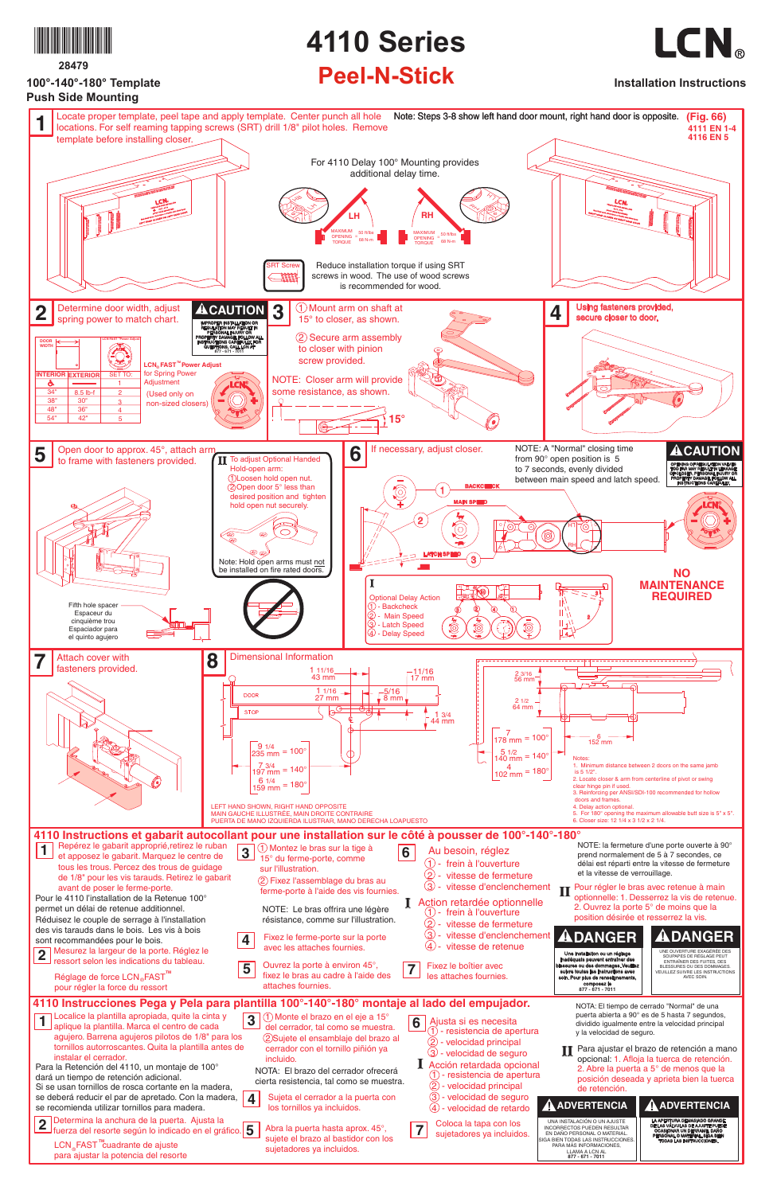28479

**100°-140°-180° Template**
**Push Side Mounting**

# 4110 Series
## Peel-N-Stick

LCN®

**Installation Instructions**

**1** Locate proper template, peel tape and apply template. Center punch all hole locations. For self reaming tapping screws (SRT) drill 1/8" pilot holes. Remove template before installing closer.

Note: Steps 3-8 show left hand door mount, right hand door is opposite. **(Fig. 66)** 4111 EN 1-4, 4116 EN 5

For 4110 Delay 100° Mounting provides additional delay time.

LH — MAXIMUM OPENING TORQUE = 50 ft/lbs 68 N-m
RH — MAXIMUM OPENING TORQUE = 50 ft/lbs 68 N-m

SRT Screw — Reduce installation torque if using SRT screws in wood. The use of wood screws is recommended for wood.

**2** Determine door width, adjust spring power to match chart.

**⚠CAUTION** IMPROPER INSTALLATION OR REGULATION MAY RESULT IN PERSONAL INJURY OR PROPERTY DAMAGE. FOLLOW ALL INSTRUCTIONS CAREFULLY. FOR QUESTIONS, CALL LCN AT 877 - 671 - 7011

| DOOR WIDTH | | |
|---|---|---|
| INTERIOR | EXTERIOR | SET TO: |
| ♿ | | 1 |
| 34" | 8.5 lb-f | 2 |
| 38" | 30" | 3 |
| 48" | 36" | 4 |
| 54" | 42" | 5 |

LCN® FAST™ Power Adjust for Spring Power Adjustment (Used only on non-sized closers)

**3** ① Mount arm on shaft at 15° to closer, as shown.
② Secure arm assembly to closer with pinion screw provided.
NOTE: Closer arm will provide some resistance, as shown. 15°

**4** Using fasteners provided, secure closer to door.

**5** Open door to approx. 45°, attach arm to frame with fasteners provided.

Fifth hole spacer / Espaceur du cinquième trou / Espaciador para el quinto agujero

**II** To adjust Optional Handed Hold-open arm:
① Loosen hold open nut.
② Open door 5° less than desired position and tighten hold open nut securely.

Note: Hold open arms must not be installed on fire rated doors.

**6** If necessary, adjust closer.

NOTE: A "Normal" closing time from 90° open position is 5 to 7 seconds, evenly divided between main speed and latch speed.

**⚠CAUTION** OPENING OR REGULATION VALVES TOO FAR MAY RESULT IN LEAKAGE OF REGULATOR, PERSONAL INJURY OR PROPERTY DAMAGE. FOLLOW ALL INSTRUCTIONS CAREFULLY.

BACKCHECK ① — MAIN SPEED ② — LATCH SPEED ③

**I** Optional Delay Action
① - Backcheck
② - Main Speed
③ - Latch Speed
④ - Delay Speed

**NO MAINTENANCE REQUIRED**

**7** Attach cover with fasteners provided.

**8** Dimensional Information

1 11/16 = 43 mm; 11/16 = 17 mm; 1 1/16 = 27 mm; 5/16 = 8 mm; 1 3/4 = 44 mm; DOOR; STOP
9 1/4 = 235 mm = 100°; 7 3/4 = 197 mm = 140°; 6 1/4 = 159 mm = 180°
2 3/16 = 56 mm; 2 1/2 = 64 mm; 7 = 178 mm = 100°; 5 1/2 = 140 mm = 140°; 4 = 102 mm = 180°; 6 = 152 mm

Notes:
1. Minimum distance between 2 doors on the same jamb is 5 1/2".
2. Locate closer & arm from centerline of pivot or swing clear hinge pin if used.
3. Reinforcing per ANSI/SDI-100 recommended for hollow doors and frames.
4. Delay action optional.
5. For 180° opening the maximum allowable butt size is 5" x 5".
6. Closer size: 12 1/4 x 3 1/2 x 2 1/4.

LEFT HAND SHOWN, RIGHT HAND OPPOSITE
MAIN GAUCHE ILLUSTRÉE, MAIN DROITE CONTRAIRE
PUERTA DE MANO IZQUIERDA ILUSTRAR, MANO DERECHA LOPUESTO

## 4110 Instructions et gabarit autocollant pour une installation sur le côté à pousser de 100°-140°-180°

**1** Repérez le gabarit approprié, retirez le ruban et apposez le gabarit. Marquez le centre de tous les trous. Percez des trous de guidage de 1/8" pour les vis taraudes. Retirez le gabarit avant de poser le ferme-porte.

Pour le 4110 l'installation de la Retenue 100° permet un délai de retenue additionnel.

Réduisez le couple de serrage à l'installation des vis taraudes dans le bois. Les vis à bois sont recommandées pour le bois.

**2** Mesurez la largeur de la porte. Réglez le ressort selon les indications du tableau.

Réglage de force LCN® FAST™ pour régler la force du ressort

**3** ① Montez le bras sur la tige à 15° du ferme-porte, comme sur l'illustration.
② Fixez l'assemblage du bras au ferme-porte à l'aide des vis fournies.

NOTE: Le bras offrira une légère résistance, comme sur l'illustration.

**4** Fixez le ferme-porte sur la porte avec les attaches fournies.

**5** Ouvrez la porte à environ 45°, fixez le bras au cadre à l'aide des attaches fournies.

**6** Au besoin, réglez
① - frein à l'ouverture
② - vitesse de fermeture
③ - vitesse d'enclenchement

**I** Action retardée optionnelle
① - frein à l'ouverture
② - vitesse de fermeture
③ - vitesse d'enclenchement
④ - vitesse de retenue

**7** Fixez le boîtier avec les attaches fournies.

NOTE: La fermeture d'une porte ouverte à 90° prend normalement de 5 à 7 secondes, ce délai est réparti entre la vitesse de fermeture et la vitesse de verrouillage.

**II** Pour régler le bras avec retenue à main optionnelle: 1. Desserrez la vis de retenue. 2. Ouvrez la porte 5° de moins que la position désirée et resserrez la vis.

**⚠DANGER** Une installation ou un réglage inadéquats peuvent entraîner des blessures ou des dommages. Veuillez suivre toutes les instructions avec soin. Pour plus de renseignements, composez le 877 - 671 - 7011

**⚠DANGER** UNE OUVERTURE EXAGÉRÉE DES SOUPAPES DE RÉGLAGE PEUT ENTRAÎNER DES FUITES, DES BLESSURES OU DES DOMMAGES. VEUILLEZ SUIVRE LES INSTRUCTIONS AVEC SOIN.

## 4110 Instrucciones Pega y Pela para plantilla 100°-140°-180° montaje al lado del empujador.

**1** Localice la plantilla apropiada, quite la cinta y aplique la plantilla. Marca el centro de cada agujero. Barrena agujeros pilotos de 1/8" para los tornillos autorroscantes. Quita la plantilla antes de instalar el cerrador.

Para la Retención del 4110, un montaje de 100° dará un tiempo de retención adicional.

Si se usan tornillos de rosca cortante en la madera, se deberá reducir el par de apretado. Con la madera, se recomienda utilizar tornillos para madera.

**2** Determina la anchura de la puerta. Ajusta la fuerza del resorte según lo indicado en el gráfico.

LCN® FAST™ cuadrante de ajuste para ajustar la potencia del resorte

**3** ① Monte el brazo en el eje a 15° del cerrador, tal como se muestra.
② Sujete el ensamblaje del brazo al cerrador con el tornillo piñión ya incluido.

NOTA: El brazo del cerrador ofrecerá cierta resistencia, tal como se muestra.

**4** Sujeta el cerrador a la puerta con los tornillos ya incluidos.

**5** Abra la puerta hasta aprox. 45°, sujete el brazo al bastidor con los sujetadores ya incluidos.

**6** Ajusta si es necesita
① - resistencia de apertura
② - velocidad principal
③ - velocidad de seguro

**I** Acción retardada opcional
① - resistencia de apertura
② - velocidad principal
③ - velocidad de seguro
④ - velocidad de retardo

**7** Coloca la tapa con los sujetadores ya incluidos.

NOTA: El tiempo de cerrado "Normal" de una puerta abierta a 90° es de 5 hasta 7 segundos, dividido igualmente entre la velocidad principal y la velocidad de seguro.

**II** Para ajustar el brazo de retención a mano opcional: 1. Afloja la tuerca de retención. 2. Abre la puerta a 5° de menos que la posición deseada y aprieta bien la tuerca de retención.

**⚠ADVERTENCIA** UNA INSTALACIÓN O UN AJUSTE INCORRECTOS PUEDEN RESULTAR EN DAÑO PERSONAL O MATERIAL. SIGA BIEN TODAS LAS INSTRUCCIONES. PARA MÁS INFORMACIONES, LLAMA A LCN AL 877 - 671 - 7011

**⚠ADVERTENCIA** LA APERTURA DEMASIADO GRANDE DE LAS VÁLVULAS DE AJUSTE PUEDE OCASIONAR UN DERRAME, DAÑO PERSONAL O MATERIAL. SIGA BIEN TODAS LAS INSTRUCCIONES.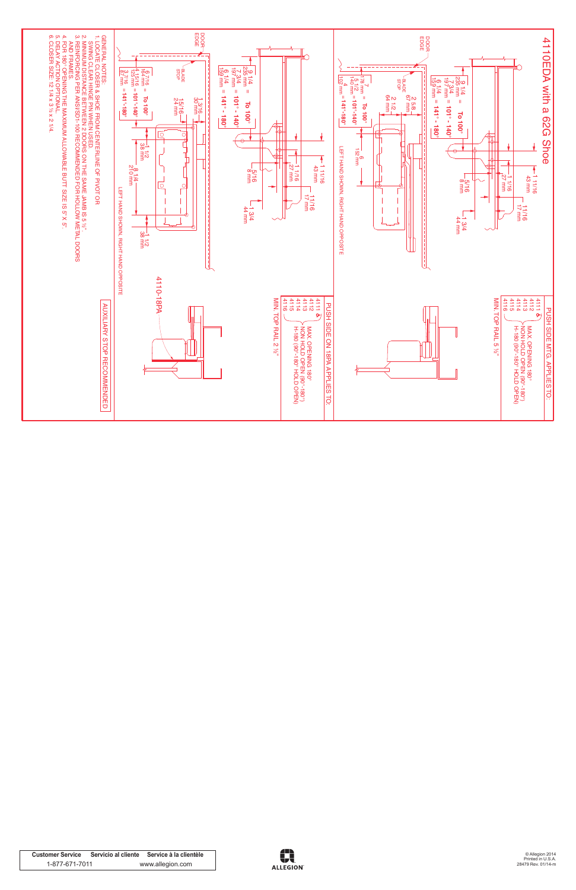# 4110EDA with a 62G Shoe

PUSH SIDE MTG. APPLIES TO:

4111 &
4112
4113
4114
4115
4116

MAX. OPENING 180°
NON HOLD OPEN (90°-180°)
H-180 (90°-180° HOLD OPEN)

MIN. TOP RAIL 5 ½"

9 1/4
235 mm = To 100°
7 3/4
197 mm = 101° - 140°
6 1/4
159 mm = 141° - 180°

1 11/16
43 mm

1 1/16
27 mm

11/16
17 mm

5/16
8 mm

1 3/4
44 mm

DOOR EDGE

BLADE STOP

7
178 mm = To 100°
5 1/2
140 mm = 101°-140°
4
102 mm = 141°-180°

2 5/8
67 mm

2 1/2
64 mm

6
152 mm

LEFT HAND SHOWN, RIGHT HAND OPPOSITE

PUSH SIDE ON 18PA APPLIES TO:

4111 &
4112
4113
4114
4115
4116

MAX. OPENING 180°
NON HOLD OPEN (90°-180°)
H-180 (90°-180° HOLD OPEN)

MIN. TOP RAIL 2 ½"

4110-18PA

AUXILIARY STOP RECOMMENDED

9 1/4
235 mm = To 100°
7 3/4
197 mm = 101° - 140°
6 1/4
159 mm = 141° - 180°

1 11/16
43 mm

1 1/16
27 mm

11/16
17 mm

5/16
8 mm

1 3/4
44 mm

1 3/16
30 mm

15/16
24 mm

6 7/16
164 mm = To 100°
4 15/16
125 mm = 101°-140°
3 7/16
87 mm = 141°-180°

1 1/2
38 mm

8 1/4
210 mm

1 1/2
38 mm

DOOR EDGE

BLADE STOP

LEFT HAND SHOWN, RIGHT HAND OPPOSITE

GENERAL NOTES:
1. LOCATE CLOSER & SHOE FROM CENTERLINE OF PIVOT OR SWING CLEAR HINGE PIN WHEN USED.
2. MINIMUM DISTANCE BETWEEN 2 DOORS ON THE SAME JAMB IS 5 ½".
3. REINFORCING PER ANSI/SDI-100 RECOMMENDED FOR HOLLOW METAL DOORS AND FRAMES.
4. FOR 180° OPENING THE MAXIMUM ALLOWABLE BUTT SIZE IS 5" X 5".
5. DELAY ACTION OPTIONAL.
6. CLOSER SIZE: 12 1/4 x 3 ½ x 2 1/4.

| Customer Service | Servicio al cliente | Service à la clientèle |
|---|---|---|
| 1-877-671-7011 | www.allegion.com | |

ALLEGION

© Allegion 2014
Printed in U.S.A.
28479 Rev. 01/14-m